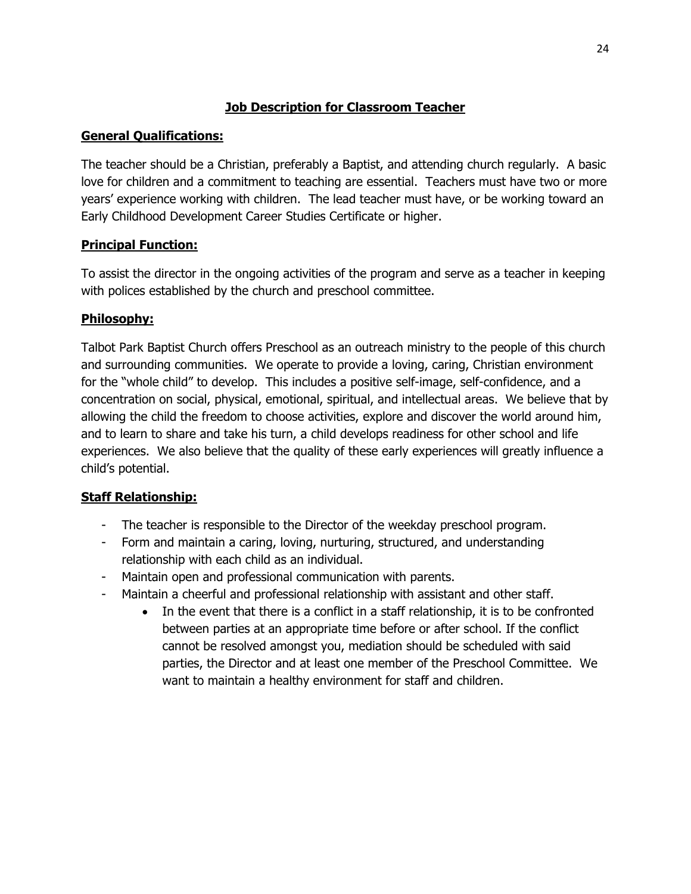# Job Description for Classroom Teacher

## General Qualifications:

The teacher should be a Christian, preferably a Baptist, and attending church regularly. A basic love for children and a commitment to teaching are essential. Teachers must have two or more years' experience working with children. The lead teacher must have, or be working toward an Early Childhood Development Career Studies Certificate or higher.

## Principal Function:

To assist the director in the ongoing activities of the program and serve as a teacher in keeping with polices established by the church and preschool committee.

## Philosophy:

Talbot Park Baptist Church offers Preschool as an outreach ministry to the people of this church and surrounding communities. We operate to provide a loving, caring, Christian environment for the "whole child" to develop. This includes a positive self-image, self-confidence, and a concentration on social, physical, emotional, spiritual, and intellectual areas. We believe that by allowing the child the freedom to choose activities, explore and discover the world around him, and to learn to share and take his turn, a child develops readiness for other school and life experiences. We also believe that the quality of these early experiences will greatly influence a child's potential.

## Staff Relationship:

- The teacher is responsible to the Director of the weekday preschool program.
- Form and maintain a caring, loving, nurturing, structured, and understanding relationship with each child as an individual.
- Maintain open and professional communication with parents.
- Maintain a cheerful and professional relationship with assistant and other staff.
    - In the event that there is a conflict in a staff relationship, it is to be confronted between parties at an appropriate time before or after school. If the conflict cannot be resolved amongst you, mediation should be scheduled with said parties, the Director and at least one member of the Preschool Committee. We want to maintain a healthy environment for staff and children.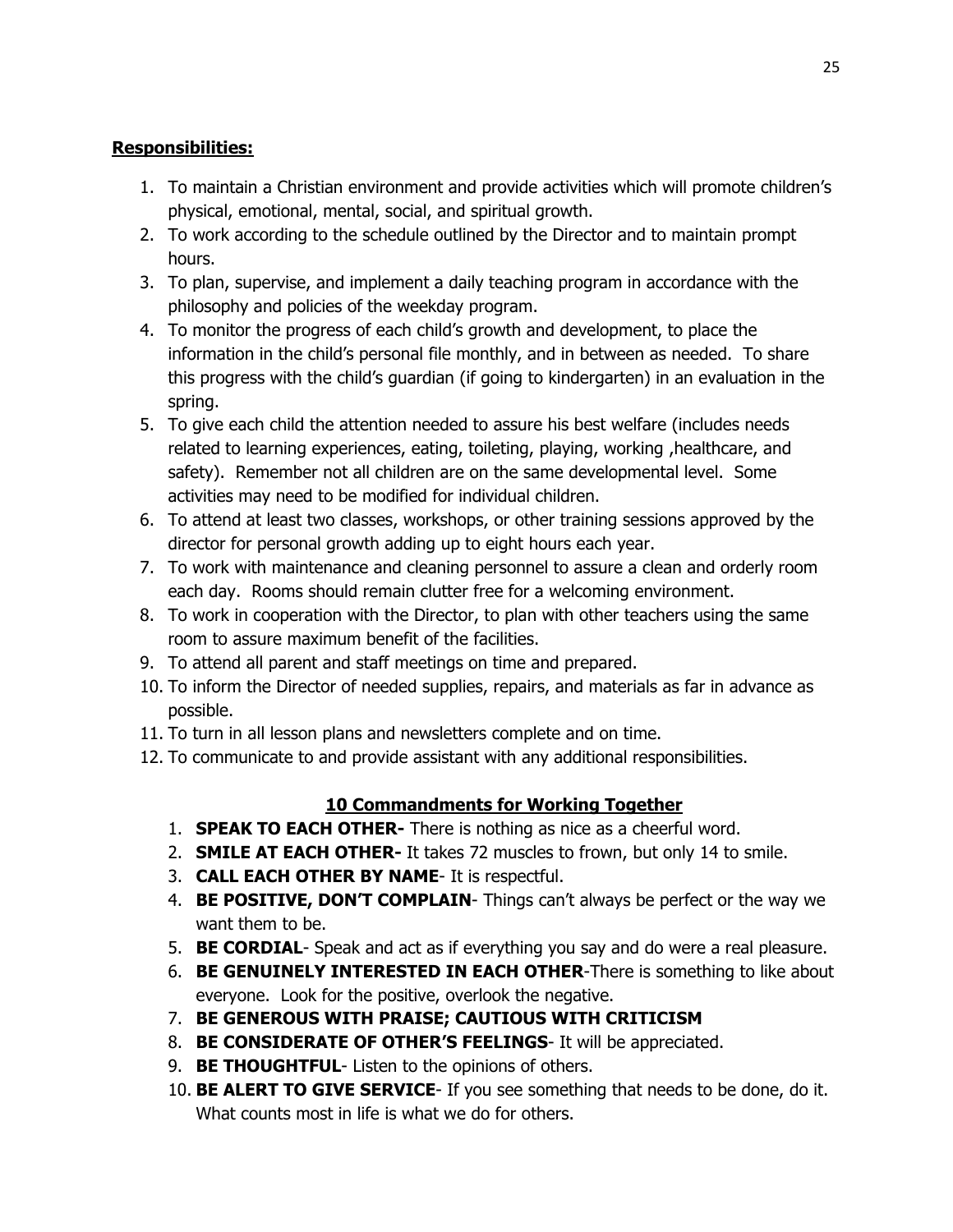**Responsibilities:**

1. To maintain a Christian environment and provide activities which will promote children's physical, emotional, mental, social, and spiritual growth.
2. To work according to the schedule outlined by the Director and to maintain prompt hours.
3. To plan, supervise, and implement a daily teaching program in accordance with the philosophy and policies of the weekday program.
4. To monitor the progress of each child's growth and development, to place the information in the child's personal file monthly, and in between as needed. To share this progress with the child's guardian (if going to kindergarten) in an evaluation in the spring.
5. To give each child the attention needed to assure his best welfare (includes needs related to learning experiences, eating, toileting, playing, working ,healthcare, and safety). Remember not all children are on the same developmental level. Some activities may need to be modified for individual children.
6. To attend at least two classes, workshops, or other training sessions approved by the director for personal growth adding up to eight hours each year.
7. To work with maintenance and cleaning personnel to assure a clean and orderly room each day. Rooms should remain clutter free for a welcoming environment.
8. To work in cooperation with the Director, to plan with other teachers using the same room to assure maximum benefit of the facilities.
9. To attend all parent and staff meetings on time and prepared.
10. To inform the Director of needed supplies, repairs, and materials as far in advance as possible.
11. To turn in all lesson plans and newsletters complete and on time.
12. To communicate to and provide assistant with any additional responsibilities.

## 10 Commandments for Working Together

1. **SPEAK TO EACH OTHER-** There is nothing as nice as a cheerful word.
2. **SMILE AT EACH OTHER-** It takes 72 muscles to frown, but only 14 to smile.
3. **CALL EACH OTHER BY NAME**- It is respectful.
4. **BE POSITIVE, DON'T COMPLAIN**- Things can't always be perfect or the way we want them to be.
5. **BE CORDIAL**- Speak and act as if everything you say and do were a real pleasure.
6. **BE GENUINELY INTERESTED IN EACH OTHER**-There is something to like about everyone. Look for the positive, overlook the negative.
7. **BE GENEROUS WITH PRAISE; CAUTIOUS WITH CRITICISM**
8. **BE CONSIDERATE OF OTHER'S FEELINGS**- It will be appreciated.
9. **BE THOUGHTFUL**- Listen to the opinions of others.
10. **BE ALERT TO GIVE SERVICE**- If you see something that needs to be done, do it. What counts most in life is what we do for others.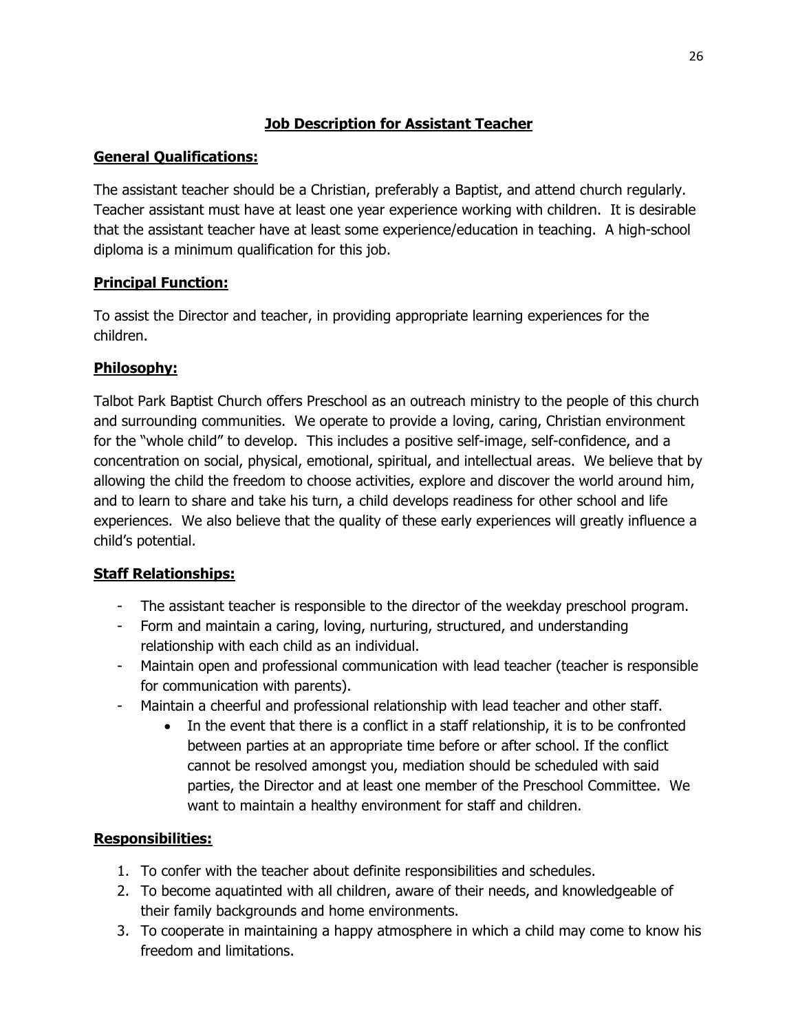## Job Description for Assistant Teacher

### General Qualifications:

The assistant teacher should be a Christian, preferably a Baptist, and attend church regularly. Teacher assistant must have at least one year experience working with children. It is desirable that the assistant teacher have at least some experience/education in teaching. A high-school diploma is a minimum qualification for this job.

### Principal Function:

To assist the Director and teacher, in providing appropriate learning experiences for the children.

### Philosophy:

Talbot Park Baptist Church offers Preschool as an outreach ministry to the people of this church and surrounding communities. We operate to provide a loving, caring, Christian environment for the "whole child" to develop. This includes a positive self-image, self-confidence, and a concentration on social, physical, emotional, spiritual, and intellectual areas. We believe that by allowing the child the freedom to choose activities, explore and discover the world around him, and to learn to share and take his turn, a child develops readiness for other school and life experiences. We also believe that the quality of these early experiences will greatly influence a child's potential.

### Staff Relationships:

- The assistant teacher is responsible to the director of the weekday preschool program.
- Form and maintain a caring, loving, nurturing, structured, and understanding relationship with each child as an individual.
- Maintain open and professional communication with lead teacher (teacher is responsible for communication with parents).
- Maintain a cheerful and professional relationship with lead teacher and other staff.
    - In the event that there is a conflict in a staff relationship, it is to be confronted between parties at an appropriate time before or after school. If the conflict cannot be resolved amongst you, mediation should be scheduled with said parties, the Director and at least one member of the Preschool Committee. We want to maintain a healthy environment for staff and children.

### Responsibilities:

1. To confer with the teacher about definite responsibilities and schedules.
2. To become aquatinted with all children, aware of their needs, and knowledgeable of their family backgrounds and home environments.
3. To cooperate in maintaining a happy atmosphere in which a child may come to know his freedom and limitations.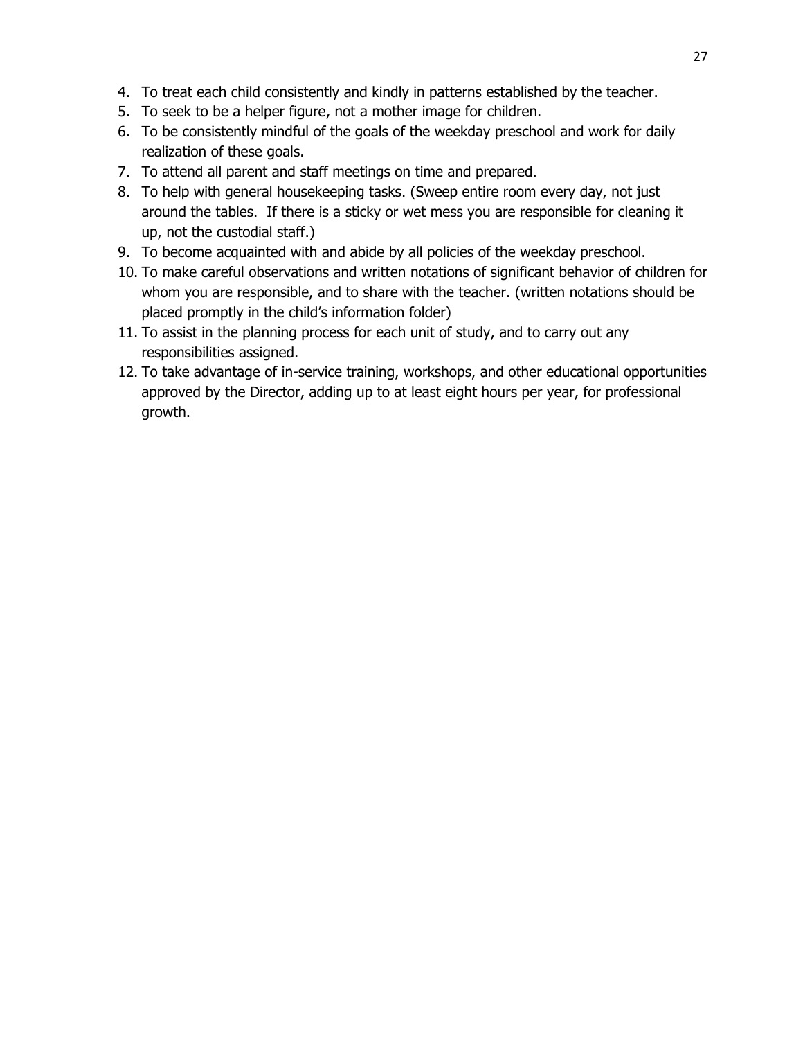4. To treat each child consistently and kindly in patterns established by the teacher.
5. To seek to be a helper figure, not a mother image for children.
6. To be consistently mindful of the goals of the weekday preschool and work for daily realization of these goals.
7. To attend all parent and staff meetings on time and prepared.
8. To help with general housekeeping tasks. (Sweep entire room every day, not just around the tables. If there is a sticky or wet mess you are responsible for cleaning it up, not the custodial staff.)
9. To become acquainted with and abide by all policies of the weekday preschool.
10. To make careful observations and written notations of significant behavior of children for whom you are responsible, and to share with the teacher. (written notations should be placed promptly in the child's information folder)
11. To assist in the planning process for each unit of study, and to carry out any responsibilities assigned.
12. To take advantage of in-service training, workshops, and other educational opportunities approved by the Director, adding up to at least eight hours per year, for professional growth.